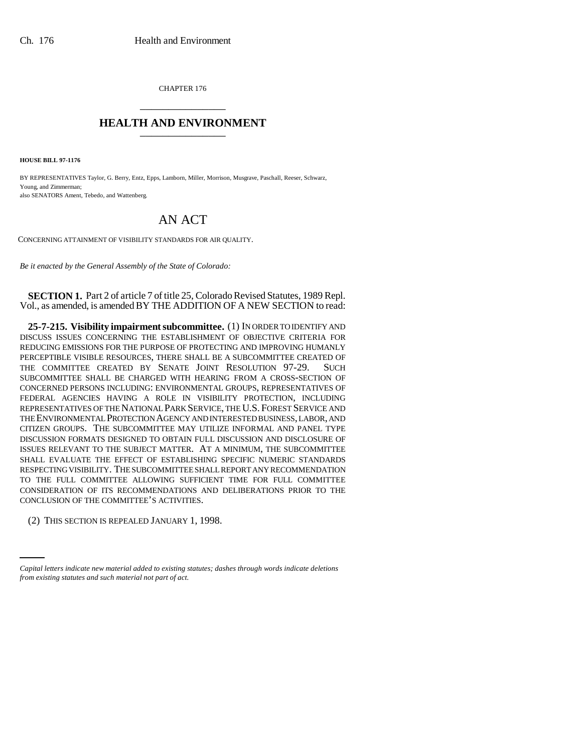CHAPTER 176

# HEALTH AND ENVIRONMENT

**HOUSE BILL 97-1176**

BY REPRESENTATIVES Taylor, G. Berry, Entz, Epps, Lamborn, Miller, Morrison, Musgrave, Paschall, Reeser, Schwarz, Young, and Zimmerman;
also SENATORS Ament, Tebedo, and Wattenberg.

## AN ACT

CONCERNING ATTAINMENT OF VISIBILITY STANDARDS FOR AIR QUALITY.

*Be it enacted by the General Assembly of the State of Colorado:*

**SECTION 1.** Part 2 of article 7 of title 25, Colorado Revised Statutes, 1989 Repl. Vol., as amended, is amended BY THE ADDITION OF A NEW SECTION to read:

**25-7-215. Visibility impairment subcommittee.** (1) IN ORDER TO IDENTIFY AND DISCUSS ISSUES CONCERNING THE ESTABLISHMENT OF OBJECTIVE CRITERIA FOR REDUCING EMISSIONS FOR THE PURPOSE OF PROTECTING AND IMPROVING HUMANLY PERCEPTIBLE VISIBLE RESOURCES, THERE SHALL BE A SUBCOMMITTEE CREATED OF THE COMMITTEE CREATED BY SENATE JOINT RESOLUTION 97-29. SUCH SUBCOMMITTEE SHALL BE CHARGED WITH HEARING FROM A CROSS-SECTION OF CONCERNED PERSONS INCLUDING: ENVIRONMENTAL GROUPS, REPRESENTATIVES OF FEDERAL AGENCIES HAVING A ROLE IN VISIBILITY PROTECTION, INCLUDING REPRESENTATIVES OF THE NATIONAL PARK SERVICE, THE U.S. FOREST SERVICE AND THE ENVIRONMENTAL PROTECTION AGENCY AND INTERESTED BUSINESS, LABOR, AND CITIZEN GROUPS. THE SUBCOMMITTEE MAY UTILIZE INFORMAL AND PANEL TYPE DISCUSSION FORMATS DESIGNED TO OBTAIN FULL DISCUSSION AND DISCLOSURE OF ISSUES RELEVANT TO THE SUBJECT MATTER. AT A MINIMUM, THE SUBCOMMITTEE SHALL EVALUATE THE EFFECT OF ESTABLISHING SPECIFIC NUMERIC STANDARDS RESPECTING VISIBILITY. THE SUBCOMMITTEE SHALL REPORT ANY RECOMMENDATION TO THE FULL COMMITTEE ALLOWING SUFFICIENT TIME FOR FULL COMMITTEE CONSIDERATION OF ITS RECOMMENDATIONS AND DELIBERATIONS PRIOR TO THE CONCLUSION OF THE COMMITTEE'S ACTIVITIES.

(2) THIS SECTION IS REPEALED JANUARY 1, 1998.

*Capital letters indicate new material added to existing statutes; dashes through words indicate deletions from existing statutes and such material not part of act.*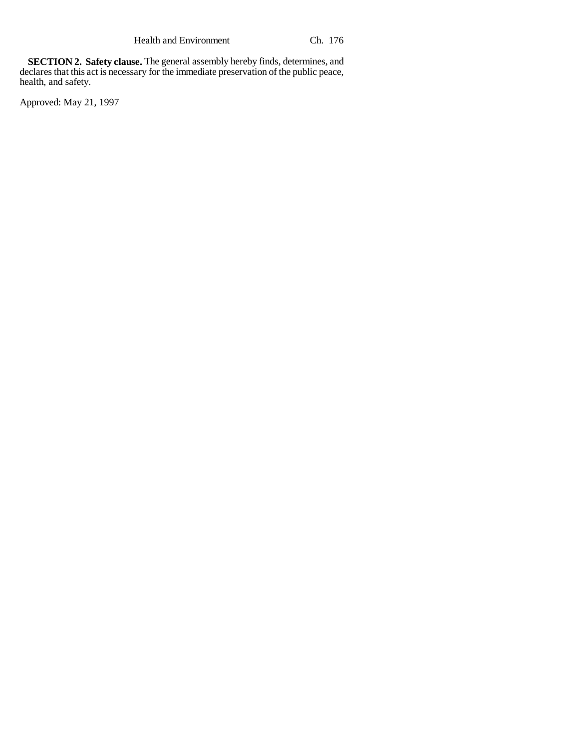**SECTION 2. Safety clause.** The general assembly hereby finds, determines, and declares that this act is necessary for the immediate preservation of the public peace, health, and safety.

Approved: May 21, 1997